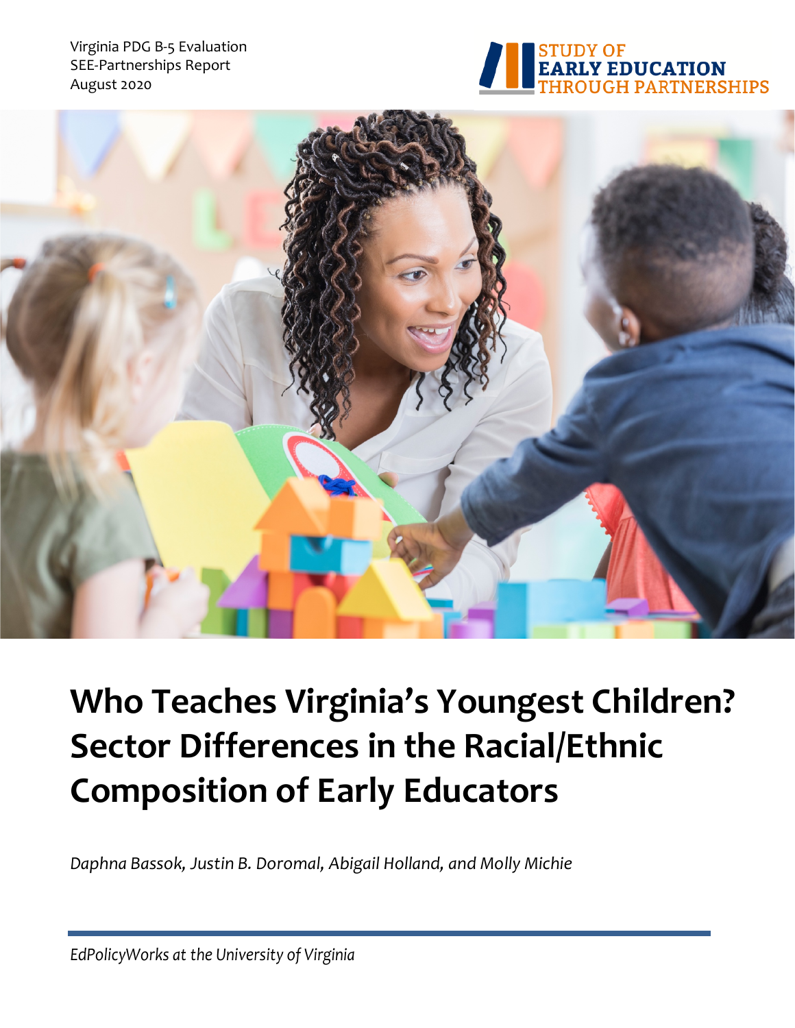Virginia PDG B-5 Evaluation
SEE-Partnerships Report
August 2020

STUDY OF
EARLY EDUCATION
THROUGH PARTNERSHIPS

# Who Teaches Virginia's Youngest Children? Sector Differences in the Racial/Ethnic Composition of Early Educators

*Daphna Bassok, Justin B. Doromal, Abigail Holland, and Molly Michie*

*EdPolicyWorks at the University of Virginia*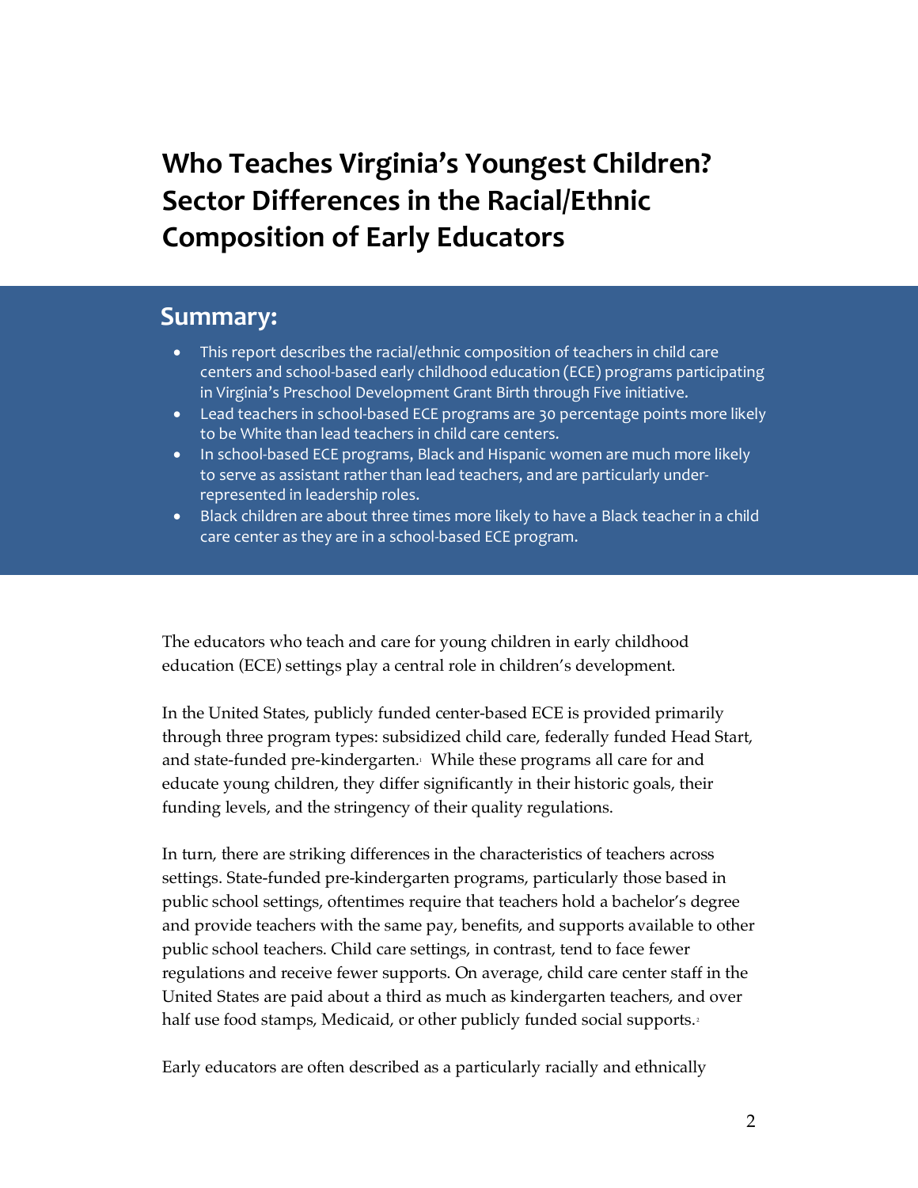# Who Teaches Virginia's Youngest Children? Sector Differences in the Racial/Ethnic Composition of Early Educators

## Summary:

- This report describes the racial/ethnic composition of teachers in child care centers and school-based early childhood education (ECE) programs participating in Virginia's Preschool Development Grant Birth through Five initiative.
- Lead teachers in school-based ECE programs are 30 percentage points more likely to be White than lead teachers in child care centers.
- In school-based ECE programs, Black and Hispanic women are much more likely to serve as assistant rather than lead teachers, and are particularly under-represented in leadership roles.
- Black children are about three times more likely to have a Black teacher in a child care center as they are in a school-based ECE program.

The educators who teach and care for young children in early childhood education (ECE) settings play a central role in children's development.

In the United States, publicly funded center-based ECE is provided primarily through three program types: subsidized child care, federally funded Head Start, and state-funded pre-kindergarten.[1] While these programs all care for and educate young children, they differ significantly in their historic goals, their funding levels, and the stringency of their quality regulations.

In turn, there are striking differences in the characteristics of teachers across settings. State-funded pre-kindergarten programs, particularly those based in public school settings, oftentimes require that teachers hold a bachelor's degree and provide teachers with the same pay, benefits, and supports available to other public school teachers. Child care settings, in contrast, tend to face fewer regulations and receive fewer supports. On average, child care center staff in the United States are paid about a third as much as kindergarten teachers, and over half use food stamps, Medicaid, or other publicly funded social supports.[2]

Early educators are often described as a particularly racially and ethnically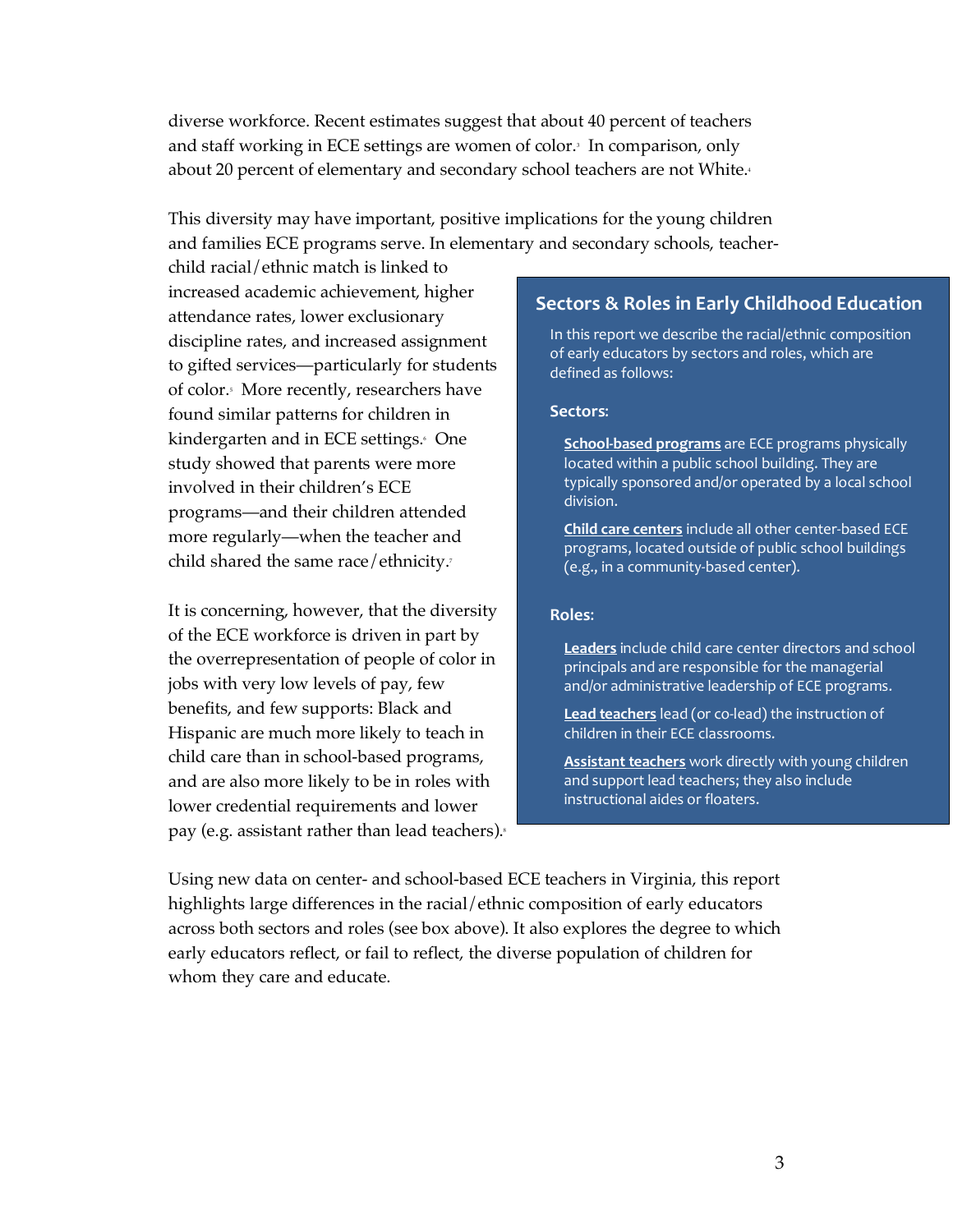diverse workforce. Recent estimates suggest that about 40 percent of teachers and staff working in ECE settings are women of color.[3] In comparison, only about 20 percent of elementary and secondary school teachers are not White.[4]

This diversity may have important, positive implications for the young children and families ECE programs serve. In elementary and secondary schools, teacher-child racial/ethnic match is linked to increased academic achievement, higher attendance rates, lower exclusionary discipline rates, and increased assignment to gifted services—particularly for students of color.[5] More recently, researchers have found similar patterns for children in kindergarten and in ECE settings.[6] One study showed that parents were more involved in their children's ECE programs—and their children attended more regularly—when the teacher and child shared the same race/ethnicity.[7]

It is concerning, however, that the diversity of the ECE workforce is driven in part by the overrepresentation of people of color in jobs with very low levels of pay, few benefits, and few supports: Black and Hispanic are much more likely to teach in child care than in school-based programs, and are also more likely to be in roles with lower credential requirements and lower pay (e.g. assistant rather than lead teachers).[8]

### Sectors & Roles in Early Childhood Education

In this report we describe the racial/ethnic composition of early educators by sectors and roles, which are defined as follows:

**Sectors:**

**School-based programs** are ECE programs physically located within a public school building. They are typically sponsored and/or operated by a local school division.

**Child care centers** include all other center-based ECE programs, located outside of public school buildings (e.g., in a community-based center).

**Roles:**

**Leaders** include child care center directors and school principals and are responsible for the managerial and/or administrative leadership of ECE programs.

**Lead teachers** lead (or co-lead) the instruction of children in their ECE classrooms.

**Assistant teachers** work directly with young children and support lead teachers; they also include instructional aides or floaters.

Using new data on center- and school-based ECE teachers in Virginia, this report highlights large differences in the racial/ethnic composition of early educators across both sectors and roles (see box above). It also explores the degree to which early educators reflect, or fail to reflect, the diverse population of children for whom they care and educate.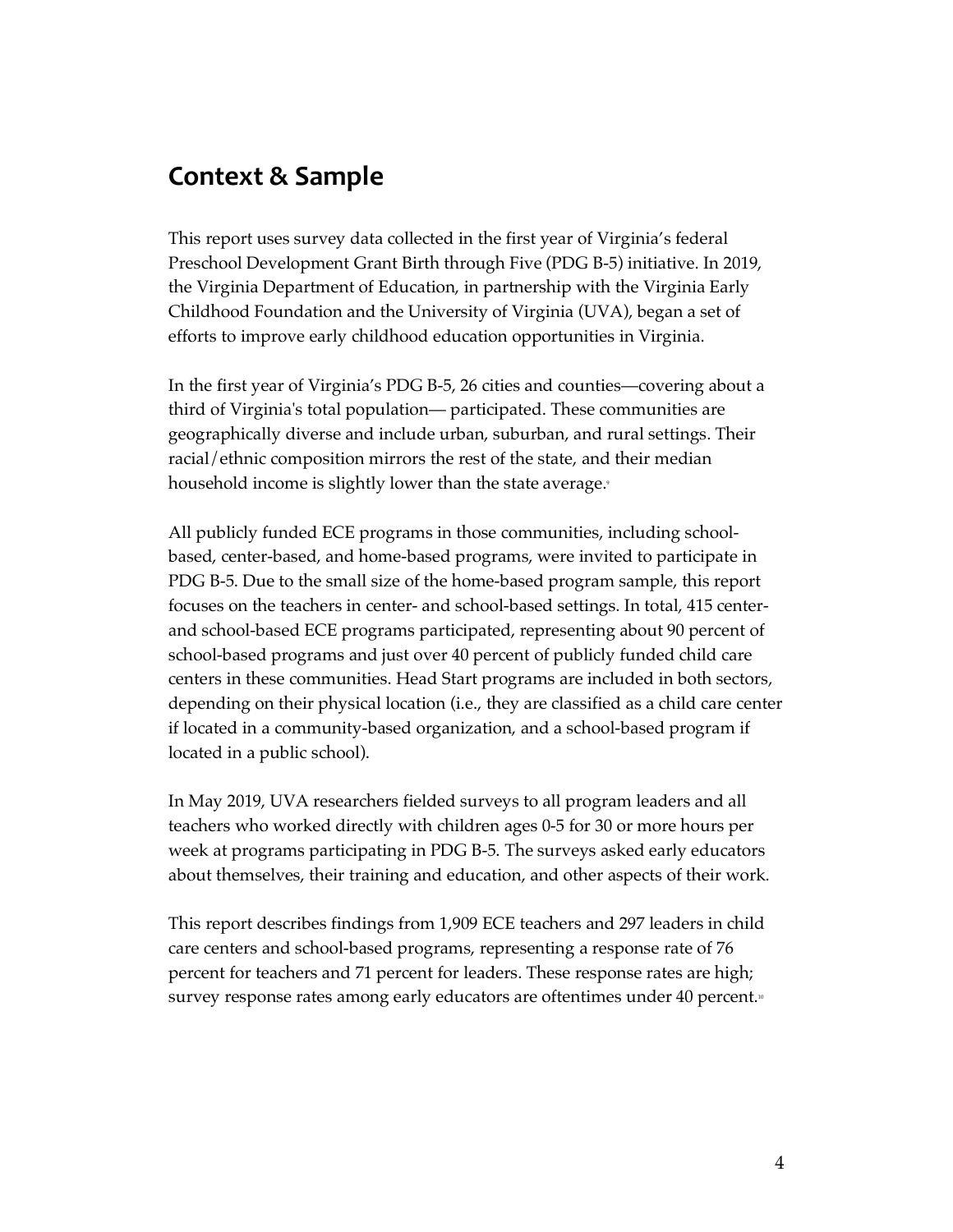## Context & Sample

This report uses survey data collected in the first year of Virginia's federal Preschool Development Grant Birth through Five (PDG B-5) initiative. In 2019, the Virginia Department of Education, in partnership with the Virginia Early Childhood Foundation and the University of Virginia (UVA), began a set of efforts to improve early childhood education opportunities in Virginia.

In the first year of Virginia's PDG B-5, 26 cities and counties—covering about a third of Virginia's total population— participated. These communities are geographically diverse and include urban, suburban, and rural settings. Their racial/ethnic composition mirrors the rest of the state, and their median household income is slightly lower than the state average.[9]

All publicly funded ECE programs in those communities, including school-based, center-based, and home-based programs, were invited to participate in PDG B-5. Due to the small size of the home-based program sample, this report focuses on the teachers in center- and school-based settings. In total, 415 center- and school-based ECE programs participated, representing about 90 percent of school-based programs and just over 40 percent of publicly funded child care centers in these communities. Head Start programs are included in both sectors, depending on their physical location (i.e., they are classified as a child care center if located in a community-based organization, and a school-based program if located in a public school).

In May 2019, UVA researchers fielded surveys to all program leaders and all teachers who worked directly with children ages 0-5 for 30 or more hours per week at programs participating in PDG B-5. The surveys asked early educators about themselves, their training and education, and other aspects of their work.

This report describes findings from 1,909 ECE teachers and 297 leaders in child care centers and school-based programs, representing a response rate of 76 percent for teachers and 71 percent for leaders. These response rates are high; survey response rates among early educators are oftentimes under 40 percent.[10]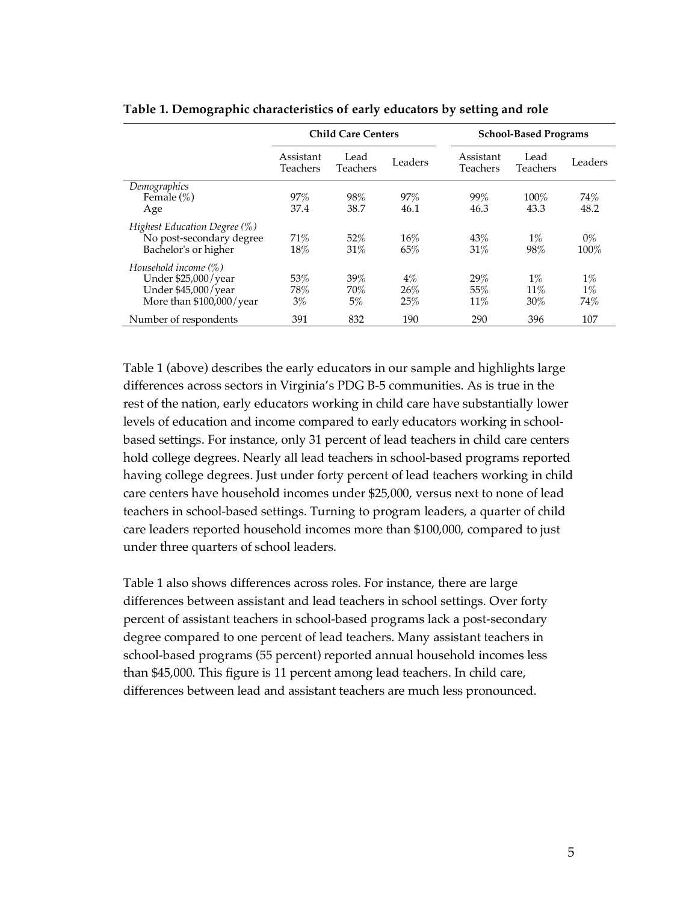**Table 1. Demographic characteristics of early educators by setting and role**

| | Child Care Centers | | | School-Based Programs | | |
|---|---|---|---|---|---|---|
| | Assistant Teachers | Lead Teachers | Leaders | Assistant Teachers | Lead Teachers | Leaders |
| *Demographics* | | | | | | |
| Female (%) | 97% | 98% | 97% | 99% | 100% | 74% |
| Age | 37.4 | 38.7 | 46.1 | 46.3 | 43.3 | 48.2 |
| *Highest Education Degree (%)* | | | | | | |
| No post-secondary degree | 71% | 52% | 16% | 43% | 1% | 0% |
| Bachelor's or higher | 18% | 31% | 65% | 31% | 98% | 100% |
| *Household income (%)* | | | | | | |
| Under $25,000/year | 53% | 39% | 4% | 29% | 1% | 1% |
| Under $45,000/year | 78% | 70% | 26% | 55% | 11% | 1% |
| More than $100,000/year | 3% | 5% | 25% | 11% | 30% | 74% |
| Number of respondents | 391 | 832 | 190 | 290 | 396 | 107 |

Table 1 (above) describes the early educators in our sample and highlights large differences across sectors in Virginia's PDG B-5 communities. As is true in the rest of the nation, early educators working in child care have substantially lower levels of education and income compared to early educators working in school-based settings. For instance, only 31 percent of lead teachers in child care centers hold college degrees. Nearly all lead teachers in school-based programs reported having college degrees. Just under forty percent of lead teachers working in child care centers have household incomes under $25,000, versus next to none of lead teachers in school-based settings. Turning to program leaders, a quarter of child care leaders reported household incomes more than $100,000, compared to just under three quarters of school leaders.

Table 1 also shows differences across roles. For instance, there are large differences between assistant and lead teachers in school settings. Over forty percent of assistant teachers in school-based programs lack a post-secondary degree compared to one percent of lead teachers. Many assistant teachers in school-based programs (55 percent) reported annual household incomes less than $45,000. This figure is 11 percent among lead teachers. In child care, differences between lead and assistant teachers are much less pronounced.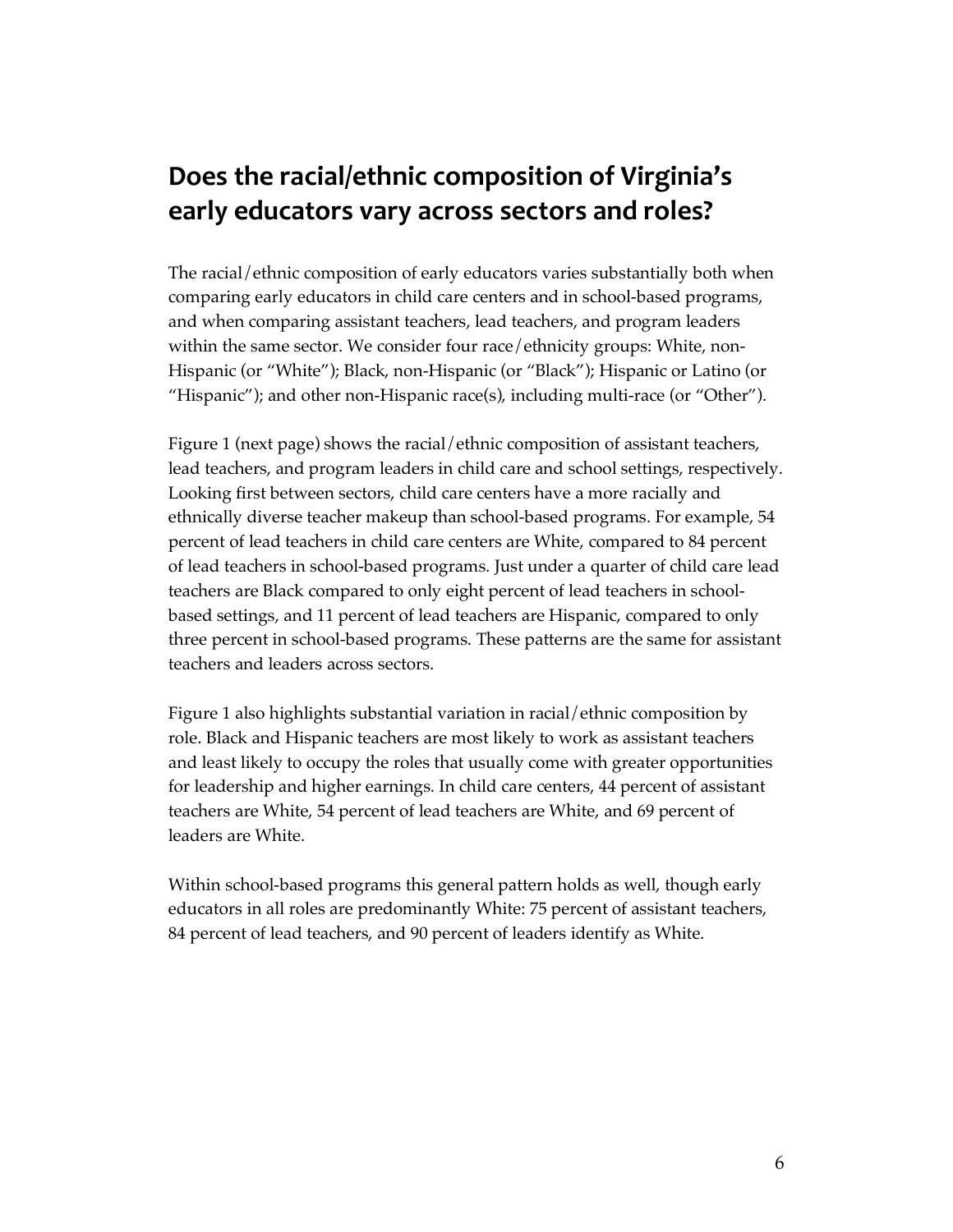## Does the racial/ethnic composition of Virginia's early educators vary across sectors and roles?

The racial/ethnic composition of early educators varies substantially both when comparing early educators in child care centers and in school-based programs, and when comparing assistant teachers, lead teachers, and program leaders within the same sector. We consider four race/ethnicity groups: White, non-Hispanic (or "White"); Black, non-Hispanic (or "Black"); Hispanic or Latino (or "Hispanic"); and other non-Hispanic race(s), including multi-race (or "Other").

Figure 1 (next page) shows the racial/ethnic composition of assistant teachers, lead teachers, and program leaders in child care and school settings, respectively. Looking first between sectors, child care centers have a more racially and ethnically diverse teacher makeup than school-based programs. For example, 54 percent of lead teachers in child care centers are White, compared to 84 percent of lead teachers in school-based programs. Just under a quarter of child care lead teachers are Black compared to only eight percent of lead teachers in school-based settings, and 11 percent of lead teachers are Hispanic, compared to only three percent in school-based programs. These patterns are the same for assistant teachers and leaders across sectors.

Figure 1 also highlights substantial variation in racial/ethnic composition by role. Black and Hispanic teachers are most likely to work as assistant teachers and least likely to occupy the roles that usually come with greater opportunities for leadership and higher earnings. In child care centers, 44 percent of assistant teachers are White, 54 percent of lead teachers are White, and 69 percent of leaders are White.

Within school-based programs this general pattern holds as well, though early educators in all roles are predominantly White: 75 percent of assistant teachers, 84 percent of lead teachers, and 90 percent of leaders identify as White.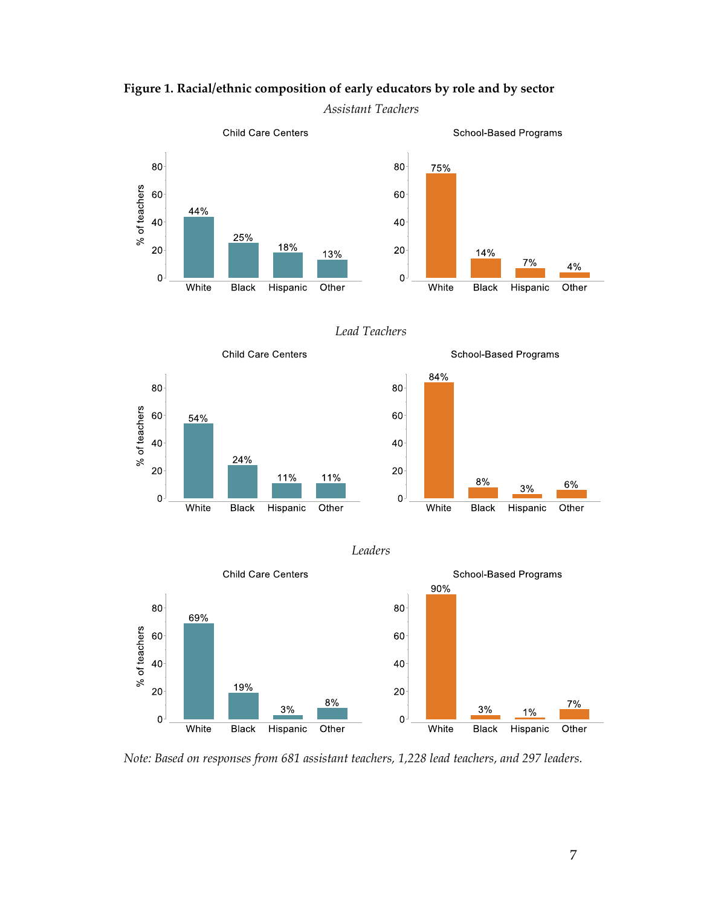**Figure 1. Racial/ethnic composition of early educators by role and by sector**

*Assistant Teachers*

| | White | Black | Hispanic | Other |
|---|---|---|---|---|
| Child Care Centers | 44% | 25% | 18% | 13% |
| School-Based Programs | 75% | 14% | 7% | 4% |

*Lead Teachers*

| | White | Black | Hispanic | Other |
|---|---|---|---|---|
| Child Care Centers | 54% | 24% | 11% | 11% |
| School-Based Programs | 84% | 8% | 3% | 6% |

*Leaders*

| | White | Black | Hispanic | Other |
|---|---|---|---|---|
| Child Care Centers | 69% | 19% | 3% | 8% |
| School-Based Programs | 90% | 3% | 1% | 7% |

*Note: Based on responses from 681 assistant teachers, 1,228 lead teachers, and 297 leaders.*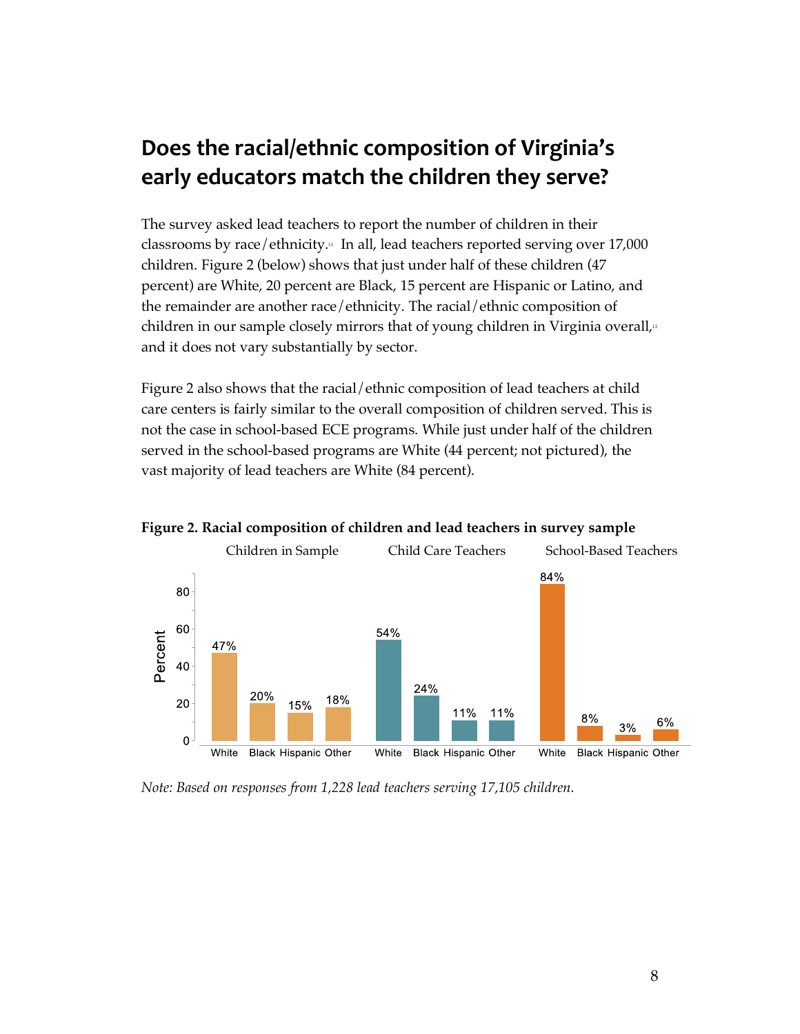## Does the racial/ethnic composition of Virginia's early educators match the children they serve?

The survey asked lead teachers to report the number of children in their classrooms by race/ethnicity.[11] In all, lead teachers reported serving over 17,000 children. Figure 2 (below) shows that just under half of these children (47 percent) are White, 20 percent are Black, 15 percent are Hispanic or Latino, and the remainder are another race/ethnicity. The racial/ethnic composition of children in our sample closely mirrors that of young children in Virginia overall,[12] and it does not vary substantially by sector.

Figure 2 also shows that the racial/ethnic composition of lead teachers at child care centers is fairly similar to the overall composition of children served. This is not the case in school-based ECE programs. While just under half of the children served in the school-based programs are White (44 percent; not pictured), the vast majority of lead teachers are White (84 percent).

**Figure 2. Racial composition of children and lead teachers in survey sample**

| | White | Black | Hispanic | Other |
|---|---|---|---|---|
| Children in Sample | 47% | 20% | 15% | 18% |
| Child Care Teachers | 54% | 24% | 11% | 11% |
| School-Based Teachers | 84% | 8% | 3% | 6% |

*Note: Based on responses from 1,228 lead teachers serving 17,105 children.*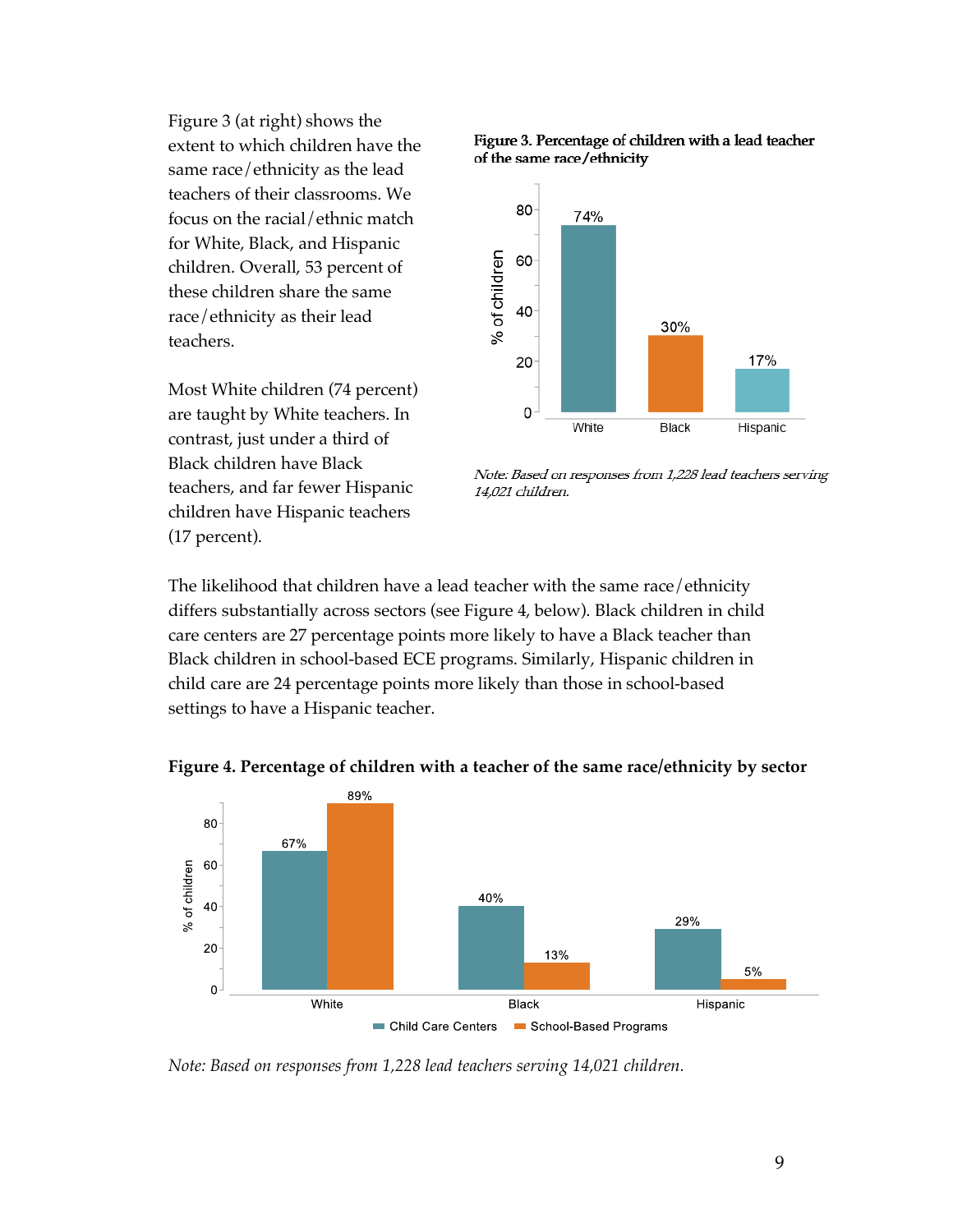Figure 3 (at right) shows the extent to which children have the same race/ethnicity as the lead teachers of their classrooms. We focus on the racial/ethnic match for White, Black, and Hispanic children. Overall, 53 percent of these children share the same race/ethnicity as their lead teachers.

Most White children (74 percent) are taught by White teachers. In contrast, just under a third of Black children have Black teachers, and far fewer Hispanic children have Hispanic teachers (17 percent).

**Figure 3. Percentage of children with a lead teacher of the same race/ethnicity**

*Note: Based on responses from 1,228 lead teachers serving 14,021 children.*

The likelihood that children have a lead teacher with the same race/ethnicity differs substantially across sectors (see Figure 4, below). Black children in child care centers are 27 percentage points more likely to have a Black teacher than Black children in school-based ECE programs. Similarly, Hispanic children in child care are 24 percentage points more likely than those in school-based settings to have a Hispanic teacher.

**Figure 4. Percentage of children with a teacher of the same race/ethnicity by sector**

*Note: Based on responses from 1,228 lead teachers serving 14,021 children.*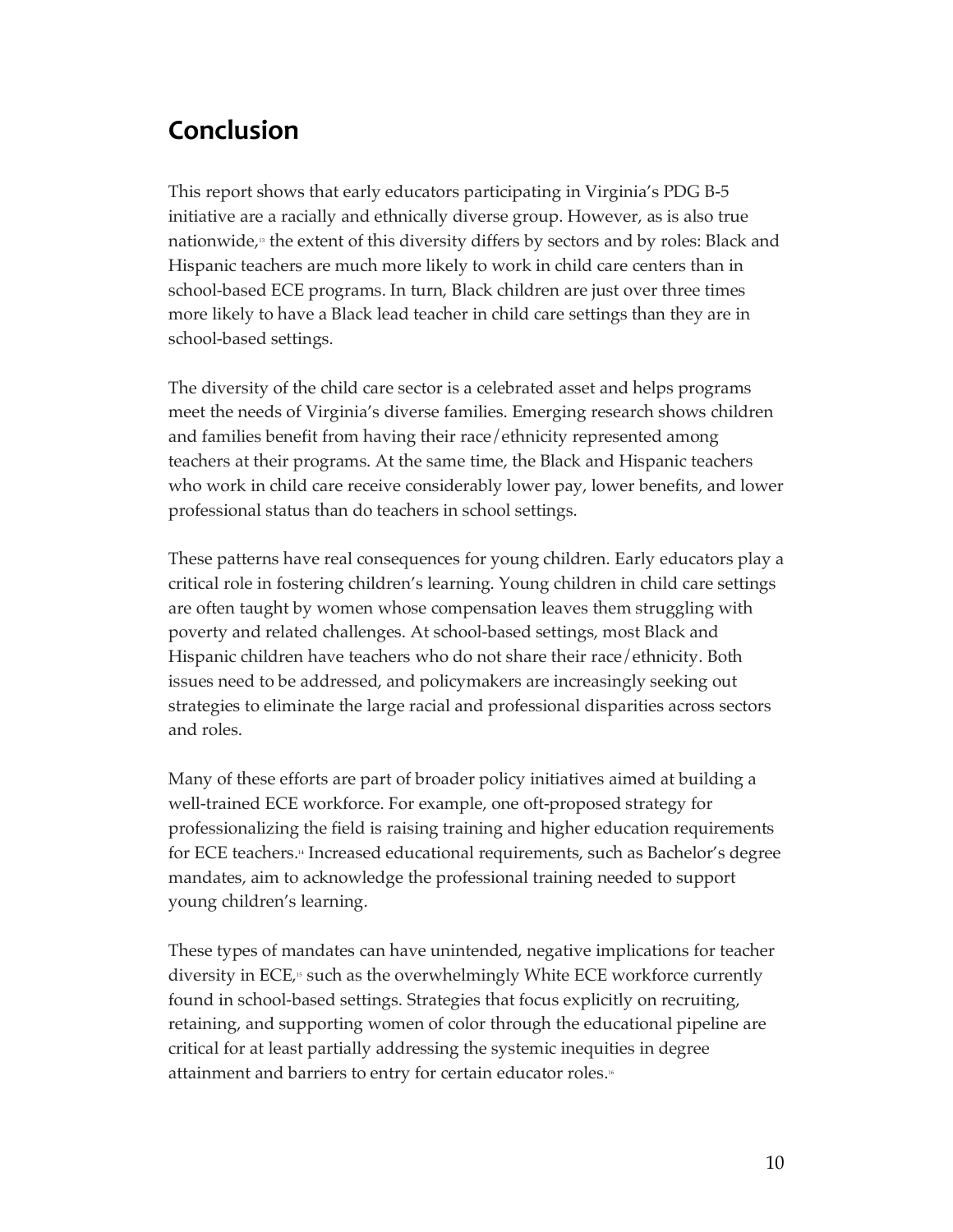## Conclusion

This report shows that early educators participating in Virginia's PDG B-5 initiative are a racially and ethnically diverse group. However, as is also true nationwide,[13] the extent of this diversity differs by sectors and by roles: Black and Hispanic teachers are much more likely to work in child care centers than in school-based ECE programs. In turn, Black children are just over three times more likely to have a Black lead teacher in child care settings than they are in school-based settings.

The diversity of the child care sector is a celebrated asset and helps programs meet the needs of Virginia's diverse families. Emerging research shows children and families benefit from having their race/ethnicity represented among teachers at their programs. At the same time, the Black and Hispanic teachers who work in child care receive considerably lower pay, lower benefits, and lower professional status than do teachers in school settings.

These patterns have real consequences for young children. Early educators play a critical role in fostering children's learning. Young children in child care settings are often taught by women whose compensation leaves them struggling with poverty and related challenges. At school-based settings, most Black and Hispanic children have teachers who do not share their race/ethnicity. Both issues need to be addressed, and policymakers are increasingly seeking out strategies to eliminate the large racial and professional disparities across sectors and roles.

Many of these efforts are part of broader policy initiatives aimed at building a well-trained ECE workforce. For example, one oft-proposed strategy for professionalizing the field is raising training and higher education requirements for ECE teachers.[14] Increased educational requirements, such as Bachelor's degree mandates, aim to acknowledge the professional training needed to support young children's learning.

These types of mandates can have unintended, negative implications for teacher diversity in ECE,[15] such as the overwhelmingly White ECE workforce currently found in school-based settings. Strategies that focus explicitly on recruiting, retaining, and supporting women of color through the educational pipeline are critical for at least partially addressing the systemic inequities in degree attainment and barriers to entry for certain educator roles.[16]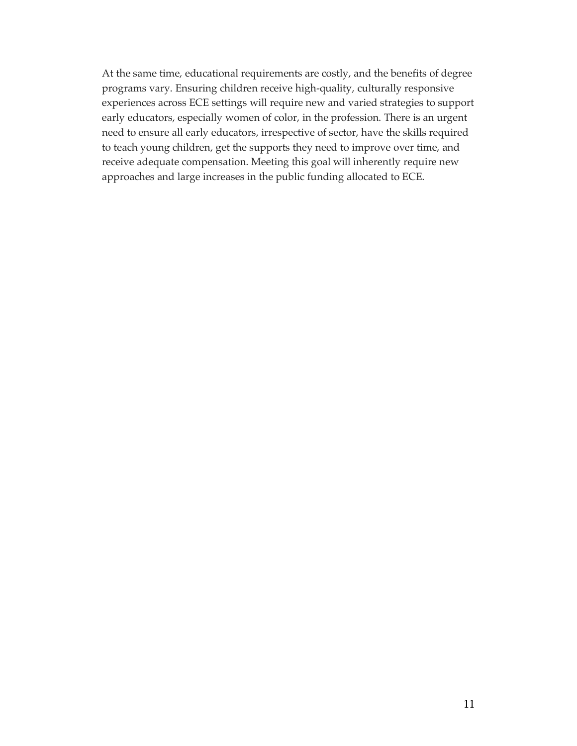At the same time, educational requirements are costly, and the benefits of degree programs vary. Ensuring children receive high-quality, culturally responsive experiences across ECE settings will require new and varied strategies to support early educators, especially women of color, in the profession. There is an urgent need to ensure all early educators, irrespective of sector, have the skills required to teach young children, get the supports they need to improve over time, and receive adequate compensation. Meeting this goal will inherently require new approaches and large increases in the public funding allocated to ECE.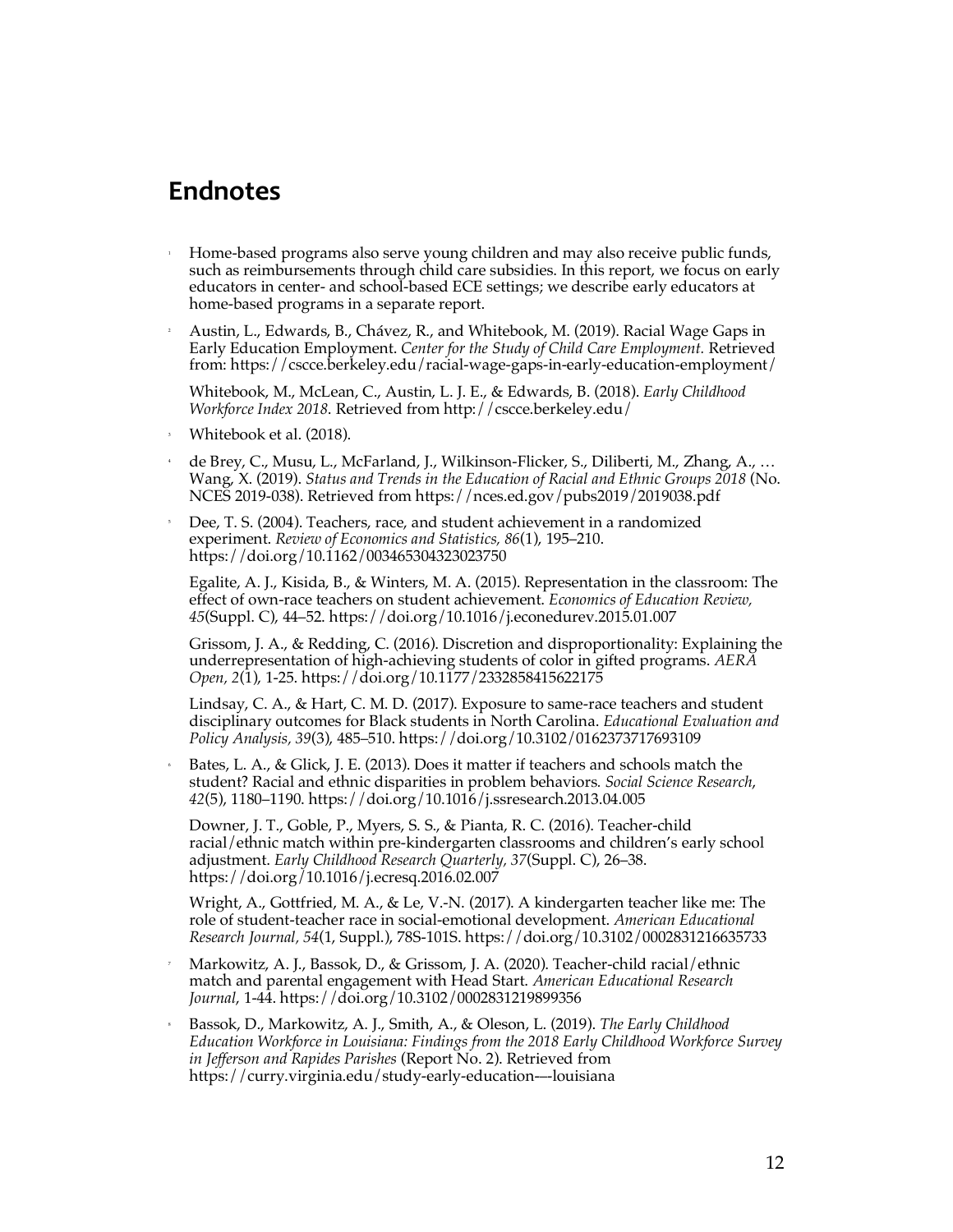## Endnotes

1. Home-based programs also serve young children and may also receive public funds, such as reimbursements through child care subsidies. In this report, we focus on early educators in center- and school-based ECE settings; we describe early educators at home-based programs in a separate report.

2. Austin, L., Edwards, B., Chávez, R., and Whitebook, M. (2019). Racial Wage Gaps in Early Education Employment. *Center for the Study of Child Care Employment.* Retrieved from: https://cscce.berkeley.edu/racial-wage-gaps-in-early-education-employment/

   Whitebook, M., McLean, C., Austin, L. J. E., & Edwards, B. (2018). *Early Childhood Workforce Index 2018*. Retrieved from http://cscce.berkeley.edu/

3. Whitebook et al. (2018).

4. de Brey, C., Musu, L., McFarland, J., Wilkinson-Flicker, S., Diliberti, M., Zhang, A., … Wang, X. (2019). *Status and Trends in the Education of Racial and Ethnic Groups 2018* (No. NCES 2019-038). Retrieved from https://nces.ed.gov/pubs2019/2019038.pdf

5. Dee, T. S. (2004). Teachers, race, and student achievement in a randomized experiment. *Review of Economics and Statistics, 86*(1), 195–210. https://doi.org/10.1162/003465304323023750

   Egalite, A. J., Kisida, B., & Winters, M. A. (2015). Representation in the classroom: The effect of own-race teachers on student achievement. *Economics of Education Review, 45*(Suppl. C), 44–52. https://doi.org/10.1016/j.econedurev.2015.01.007

   Grissom, J. A., & Redding, C. (2016). Discretion and disproportionality: Explaining the underrepresentation of high-achieving students of color in gifted programs. *AERA Open, 2*(1), 1-25. https://doi.org/10.1177/2332858415622175

   Lindsay, C. A., & Hart, C. M. D. (2017). Exposure to same-race teachers and student disciplinary outcomes for Black students in North Carolina. *Educational Evaluation and Policy Analysis, 39*(3), 485–510. https://doi.org/10.3102/0162373717693109

6. Bates, L. A., & Glick, J. E. (2013). Does it matter if teachers and schools match the student? Racial and ethnic disparities in problem behaviors. *Social Science Research, 42*(5), 1180–1190. https://doi.org/10.1016/j.ssresearch.2013.04.005

   Downer, J. T., Goble, P., Myers, S. S., & Pianta, R. C. (2016). Teacher-child racial/ethnic match within pre-kindergarten classrooms and children's early school adjustment. *Early Childhood Research Quarterly, 37*(Suppl. C), 26–38. https://doi.org/10.1016/j.ecresq.2016.02.007

   Wright, A., Gottfried, M. A., & Le, V.-N. (2017). A kindergarten teacher like me: The role of student-teacher race in social-emotional development. *American Educational Research Journal, 54*(1, Suppl.), 78S-101S. https://doi.org/10.3102/0002831216635733

7. Markowitz, A. J., Bassok, D., & Grissom, J. A. (2020). Teacher-child racial/ethnic match and parental engagement with Head Start. *American Educational Research Journal*, 1-44. https://doi.org/10.3102/0002831219899356

8. Bassok, D., Markowitz, A. J., Smith, A., & Oleson, L. (2019). *The Early Childhood Education Workforce in Louisiana: Findings from the 2018 Early Childhood Workforce Survey in Jefferson and Rapides Parishes* (Report No. 2). Retrieved from https://curry.virginia.edu/study-early-education---louisiana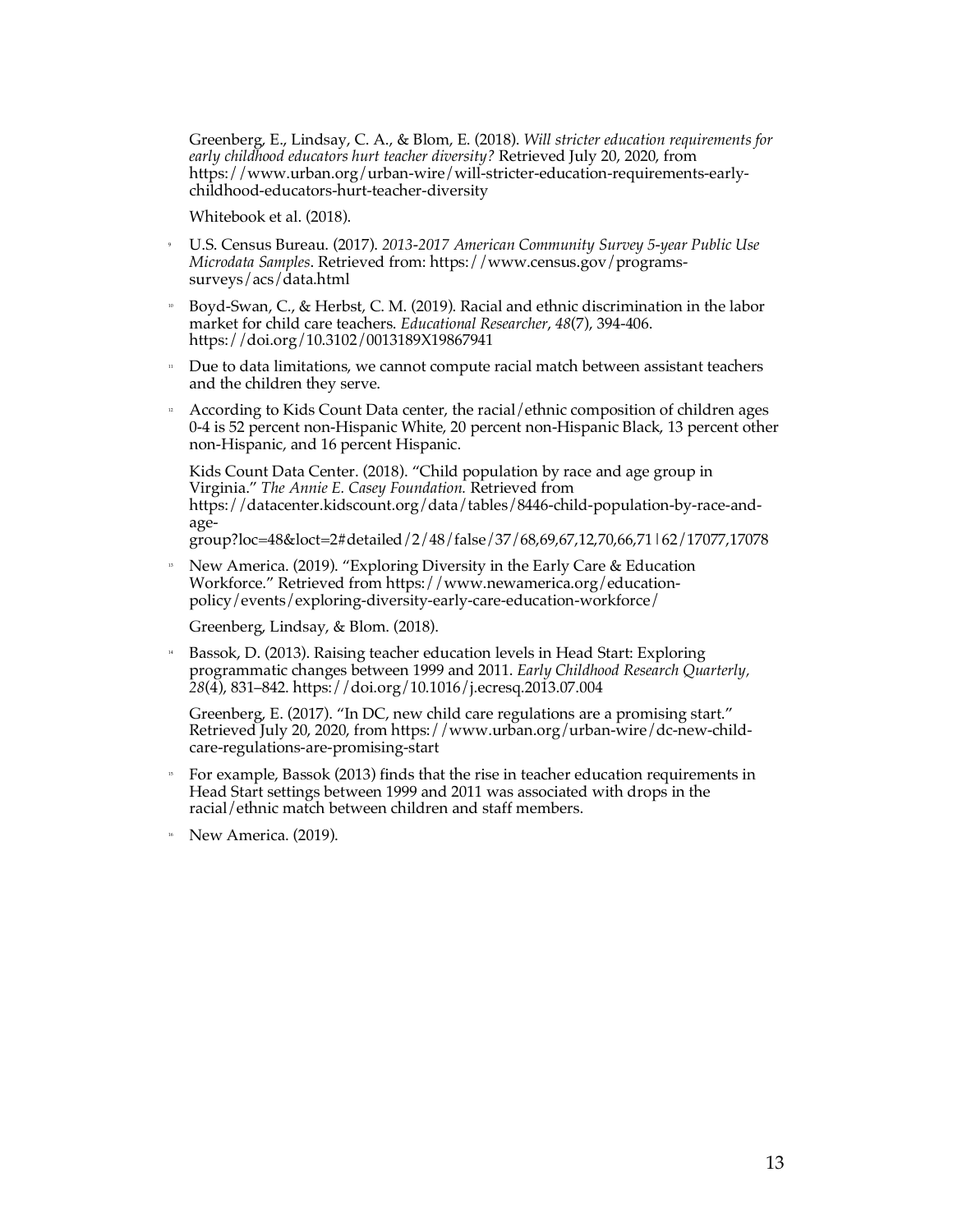Greenberg, E., Lindsay, C. A., & Blom, E. (2018). *Will stricter education requirements for early childhood educators hurt teacher diversity?* Retrieved July 20, 2020, from https://www.urban.org/urban-wire/will-stricter-education-requirements-early-childhood-educators-hurt-teacher-diversity

Whitebook et al. (2018).

[9] U.S. Census Bureau. (2017). *2013-2017 American Community Survey 5-year Public Use Microdata Samples*. Retrieved from: https://www.census.gov/programs-surveys/acs/data.html

[10] Boyd-Swan, C., & Herbst, C. M. (2019). Racial and ethnic discrimination in the labor market for child care teachers. *Educational Researcher*, *48*(7), 394-406. https://doi.org/10.3102/0013189X19867941

[11] Due to data limitations, we cannot compute racial match between assistant teachers and the children they serve.

[12] According to Kids Count Data center, the racial/ethnic composition of children ages 0-4 is 52 percent non-Hispanic White, 20 percent non-Hispanic Black, 13 percent other non-Hispanic, and 16 percent Hispanic.

Kids Count Data Center. (2018). "Child population by race and age group in Virginia." *The Annie E. Casey Foundation.* Retrieved from https://datacenter.kidscount.org/data/tables/8446-child-population-by-race-and-age-group?loc=48&loct=2#detailed/2/48/false/37/68,69,67,12,70,66,71|62/17077,17078

[13] New America. (2019). "Exploring Diversity in the Early Care & Education Workforce." Retrieved from https://www.newamerica.org/education-policy/events/exploring-diversity-early-care-education-workforce/

Greenberg, Lindsay, & Blom. (2018).

[14] Bassok, D. (2013). Raising teacher education levels in Head Start: Exploring programmatic changes between 1999 and 2011. *Early Childhood Research Quarterly, 28*(4), 831–842. https://doi.org/10.1016/j.ecresq.2013.07.004

Greenberg, E. (2017). "In DC, new child care regulations are a promising start." Retrieved July 20, 2020, from https://www.urban.org/urban-wire/dc-new-child-care-regulations-are-promising-start

[15] For example, Bassok (2013) finds that the rise in teacher education requirements in Head Start settings between 1999 and 2011 was associated with drops in the racial/ethnic match between children and staff members.

[16] New America. (2019).